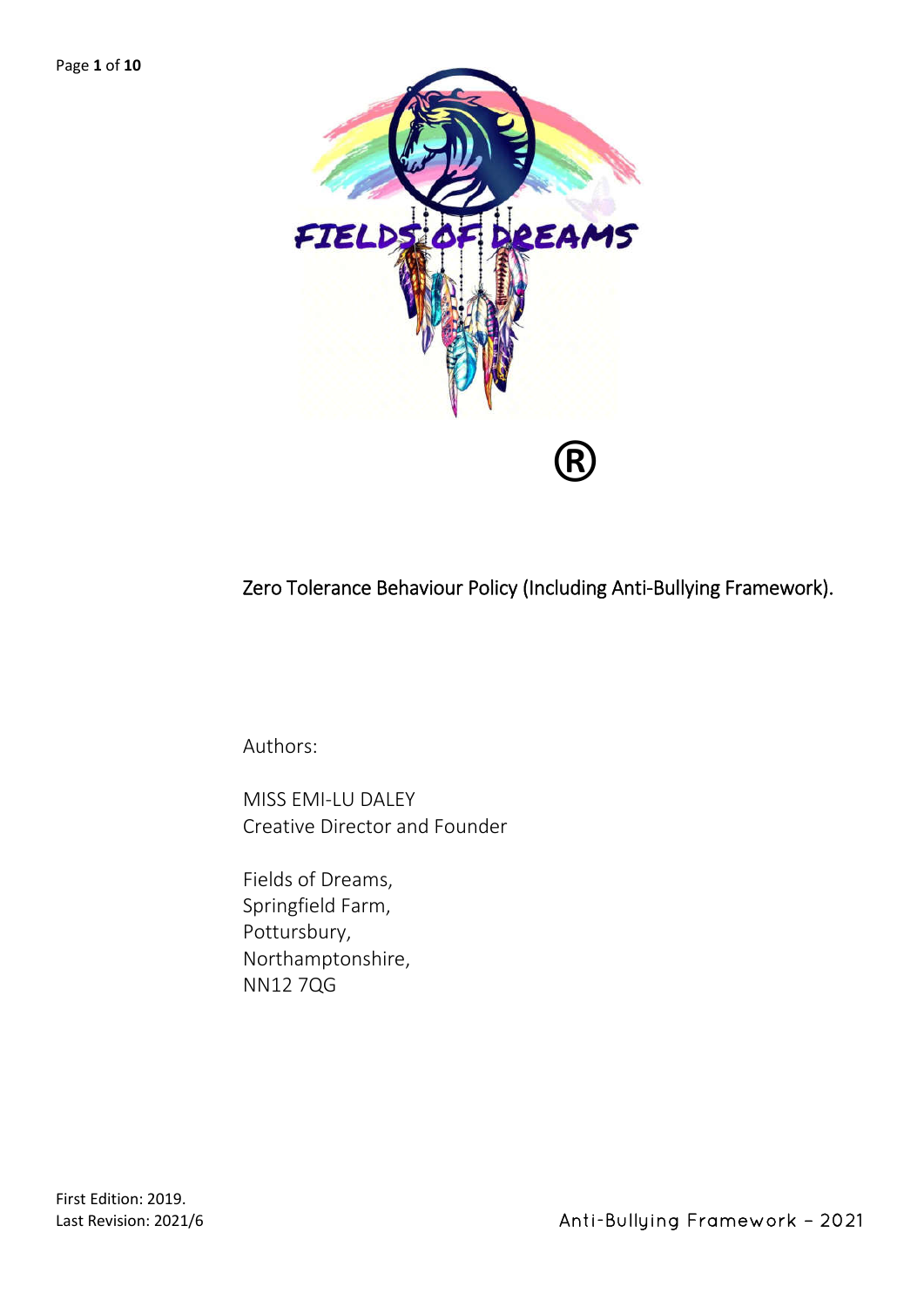FIELDS OF DREAMS

®

# Zero Tolerance Behaviour Policy (Including Anti-Bullying Framework).

Authors:

MISS EMI-LU DALEY
Creative Director and Founder

Fields of Dreams,
Springfield Farm,
Pottursbury,
Northamptonshire,
NN12 7QG

First Edition: 2019.
Last Revision: 2021/6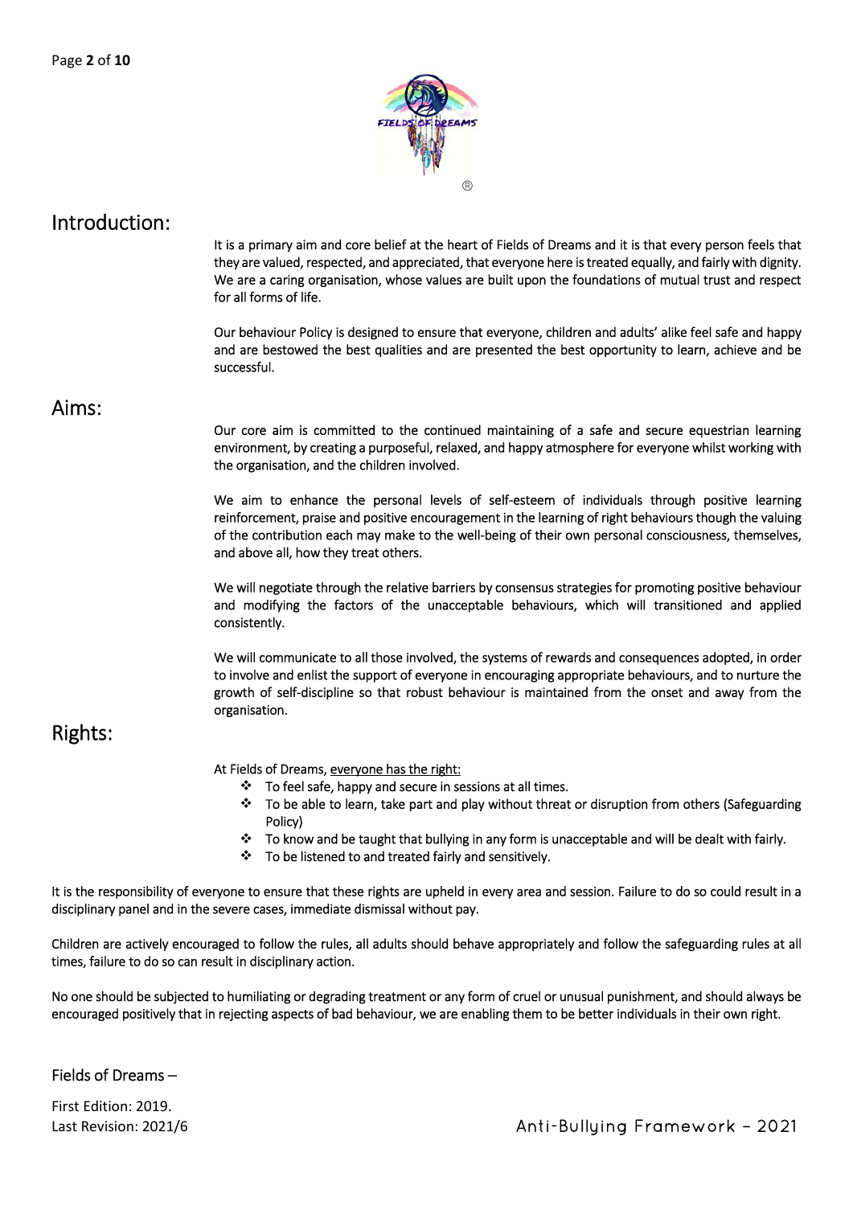## Introduction:

It is a primary aim and core belief at the heart of Fields of Dreams and it is that every person feels that they are valued, respected, and appreciated, that everyone here is treated equally, and fairly with dignity. We are a caring organisation, whose values are built upon the foundations of mutual trust and respect for all forms of life.

Our behaviour Policy is designed to ensure that everyone, children and adults' alike feel safe and happy and are bestowed the best qualities and are presented the best opportunity to learn, achieve and be successful.

## Aims:

Our core aim is committed to the continued maintaining of a safe and secure equestrian learning environment, by creating a purposeful, relaxed, and happy atmosphere for everyone whilst working with the organisation, and the children involved.

We aim to enhance the personal levels of self-esteem of individuals through positive learning reinforcement, praise and positive encouragement in the learning of right behaviours though the valuing of the contribution each may make to the well-being of their own personal consciousness, themselves, and above all, how they treat others.

We will negotiate through the relative barriers by consensus strategies for promoting positive behaviour and modifying the factors of the unacceptable behaviours, which will transitioned and applied consistently.

We will communicate to all those involved, the systems of rewards and consequences adopted, in order to involve and enlist the support of everyone in encouraging appropriate behaviours, and to nurture the growth of self-discipline so that robust behaviour is maintained from the onset and away from the organisation.

## Rights:

At Fields of Dreams, everyone has the right:

- To feel safe, happy and secure in sessions at all times.
- To be able to learn, take part and play without threat or disruption from others (Safeguarding Policy)
- To know and be taught that bullying in any form is unacceptable and will be dealt with fairly.
- To be listened to and treated fairly and sensitively.

It is the responsibility of everyone to ensure that these rights are upheld in every area and session. Failure to do so could result in a disciplinary panel and in the severe cases, immediate dismissal without pay.

Children are actively encouraged to follow the rules, all adults should behave appropriately and follow the safeguarding rules at all times, failure to do so can result in disciplinary action.

No one should be subjected to humiliating or degrading treatment or any form of cruel or unusual punishment, and should always be encouraged positively that in rejecting aspects of bad behaviour, we are enabling them to be better individuals in their own right.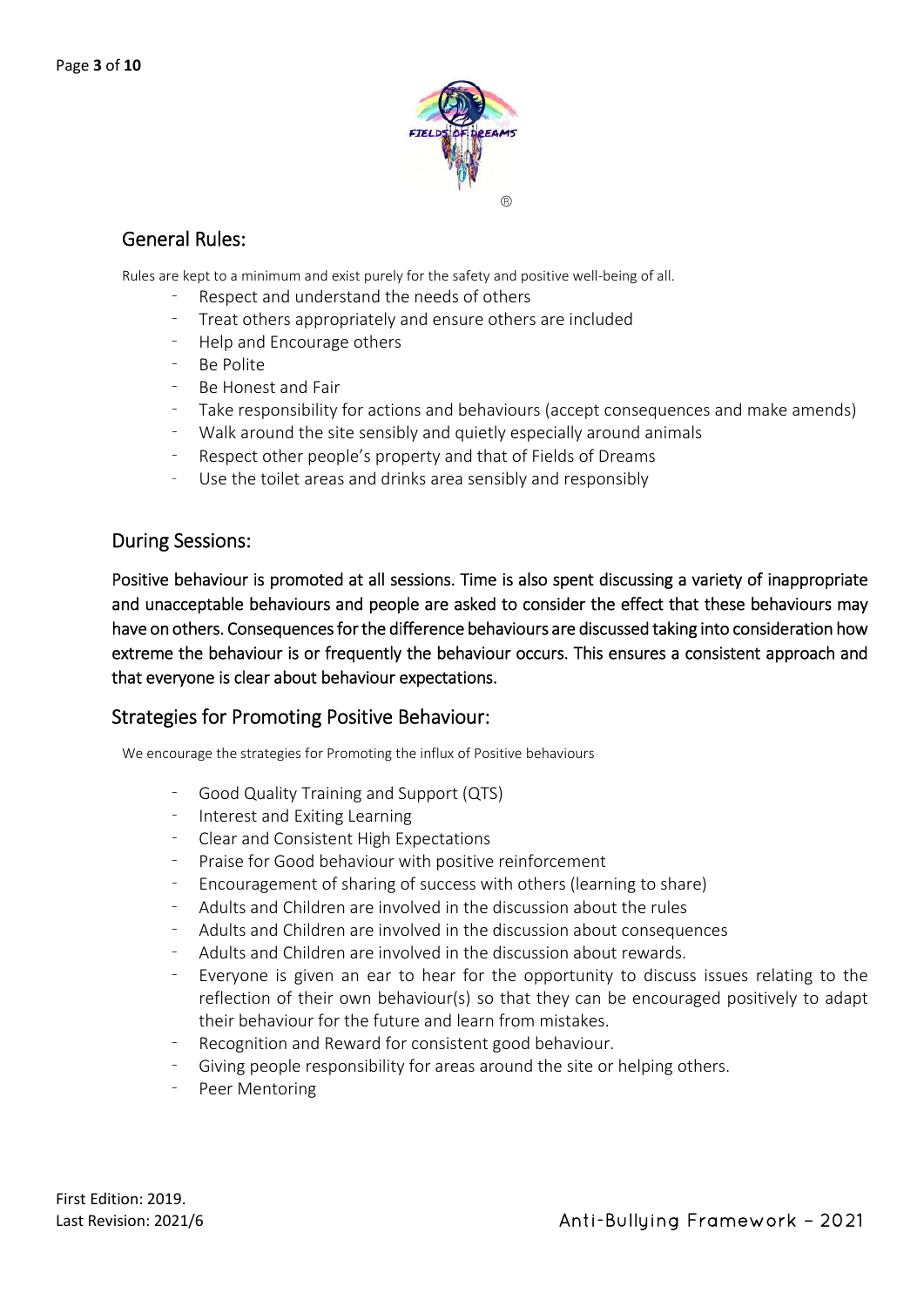## General Rules:

Rules are kept to a minimum and exist purely for the safety and positive well-being of all.

- Respect and understand the needs of others
- Treat others appropriately and ensure others are included
- Help and Encourage others
- Be Polite
- Be Honest and Fair
- Take responsibility for actions and behaviours (accept consequences and make amends)
- Walk around the site sensibly and quietly especially around animals
- Respect other people's property and that of Fields of Dreams
- Use the toilet areas and drinks area sensibly and responsibly

## During Sessions:

Positive behaviour is promoted at all sessions. Time is also spent discussing a variety of inappropriate and unacceptable behaviours and people are asked to consider the effect that these behaviours may have on others. Consequences for the difference behaviours are discussed taking into consideration how extreme the behaviour is or frequently the behaviour occurs. This ensures a consistent approach and that everyone is clear about behaviour expectations.

## Strategies for Promoting Positive Behaviour:

We encourage the strategies for Promoting the influx of Positive behaviours

- Good Quality Training and Support (QTS)
- Interest and Exiting Learning
- Clear and Consistent High Expectations
- Praise for Good behaviour with positive reinforcement
- Encouragement of sharing of success with others (learning to share)
- Adults and Children are involved in the discussion about the rules
- Adults and Children are involved in the discussion about consequences
- Adults and Children are involved in the discussion about rewards.
- Everyone is given an ear to hear for the opportunity to discuss issues relating to the reflection of their own behaviour(s) so that they can be encouraged positively to adapt their behaviour for the future and learn from mistakes.
- Recognition and Reward for consistent good behaviour.
- Giving people responsibility for areas around the site or helping others.
- Peer Mentoring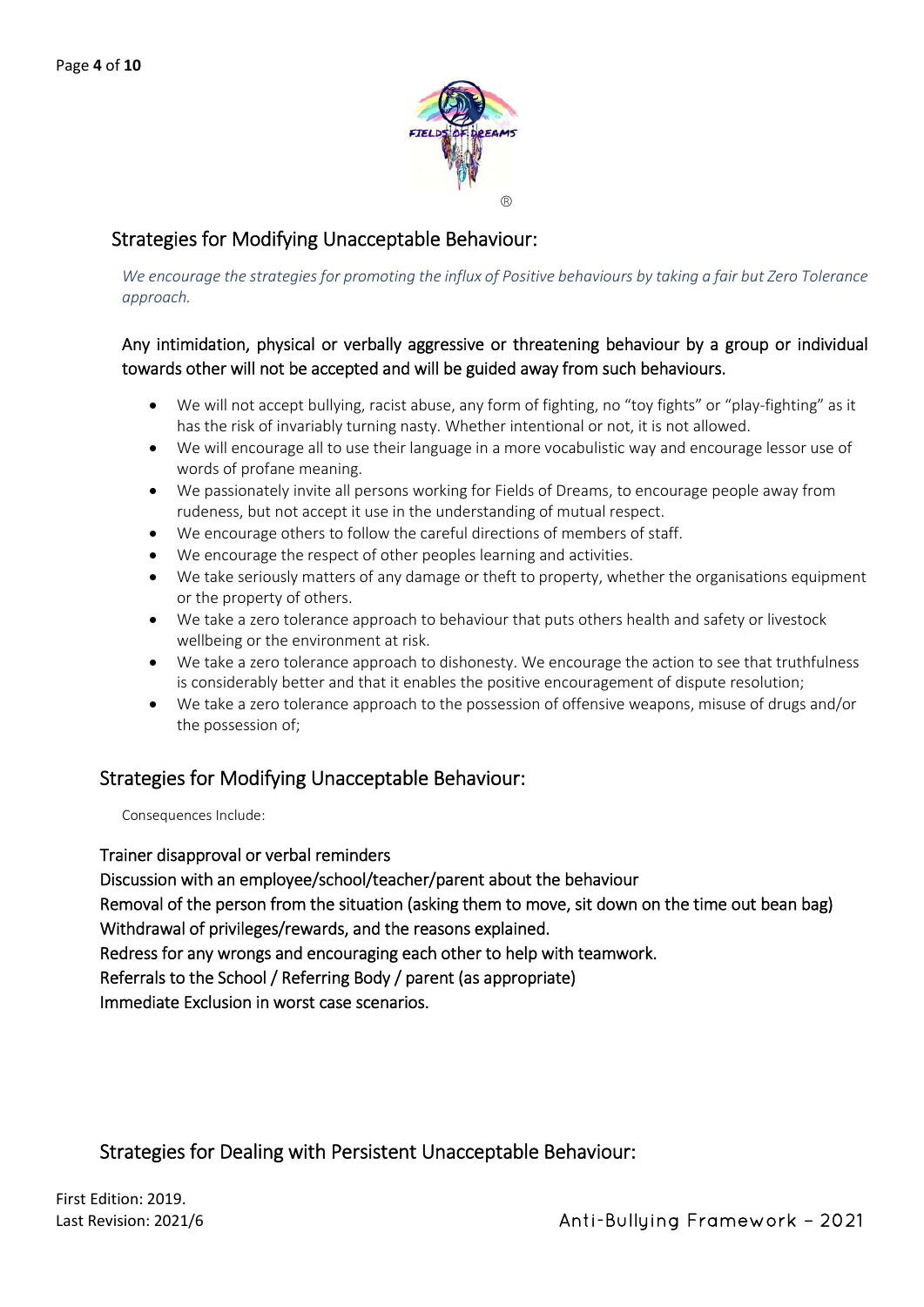## Strategies for Modifying Unacceptable Behaviour:

*We encourage the strategies for promoting the influx of Positive behaviours by taking a fair but Zero Tolerance approach.*

Any intimidation, physical or verbally aggressive or threatening behaviour by a group or individual towards other will not be accepted and will be guided away from such behaviours.

- We will not accept bullying, racist abuse, any form of fighting, no "toy fights" or "play-fighting" as it has the risk of invariably turning nasty. Whether intentional or not, it is not allowed.
- We will encourage all to use their language in a more vocabulistic way and encourage lessor use of words of profane meaning.
- We passionately invite all persons working for Fields of Dreams, to encourage people away from rudeness, but not accept it use in the understanding of mutual respect.
- We encourage others to follow the careful directions of members of staff.
- We encourage the respect of other peoples learning and activities.
- We take seriously matters of any damage or theft to property, whether the organisations equipment or the property of others.
- We take a zero tolerance approach to behaviour that puts others health and safety or livestock wellbeing or the environment at risk.
- We take a zero tolerance approach to dishonesty. We encourage the action to see that truthfulness is considerably better and that it enables the positive encouragement of dispute resolution;
- We take a zero tolerance approach to the possession of offensive weapons, misuse of drugs and/or the possession of;

## Strategies for Modifying Unacceptable Behaviour:

Consequences Include:

Trainer disapproval or verbal reminders
Discussion with an employee/school/teacher/parent about the behaviour
Removal of the person from the situation (asking them to move, sit down on the time out bean bag)
Withdrawal of privileges/rewards, and the reasons explained.
Redress for any wrongs and encouraging each other to help with teamwork.
Referrals to the School / Referring Body / parent (as appropriate)
Immediate Exclusion in worst case scenarios.

## Strategies for Dealing with Persistent Unacceptable Behaviour: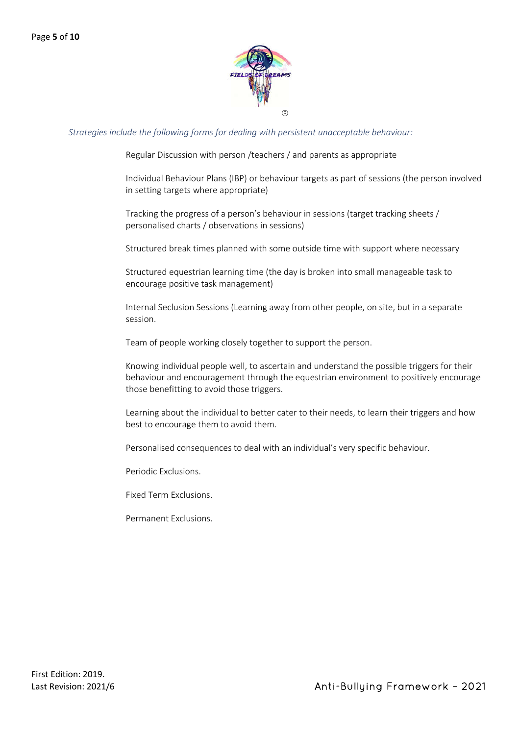*Strategies include the following forms for dealing with persistent unacceptable behaviour:*

Regular Discussion with person /teachers / and parents as appropriate

Individual Behaviour Plans (IBP) or behaviour targets as part of sessions (the person involved in setting targets where appropriate)

Tracking the progress of a person's behaviour in sessions (target tracking sheets / personalised charts / observations in sessions)

Structured break times planned with some outside time with support where necessary

Structured equestrian learning time (the day is broken into small manageable task to encourage positive task management)

Internal Seclusion Sessions (Learning away from other people, on site, but in a separate session.

Team of people working closely together to support the person.

Knowing individual people well, to ascertain and understand the possible triggers for their behaviour and encouragement through the equestrian environment to positively encourage those benefitting to avoid those triggers.

Learning about the individual to better cater to their needs, to learn their triggers and how best to encourage them to avoid them.

Personalised consequences to deal with an individual's very specific behaviour.

Periodic Exclusions.

Fixed Term Exclusions.

Permanent Exclusions.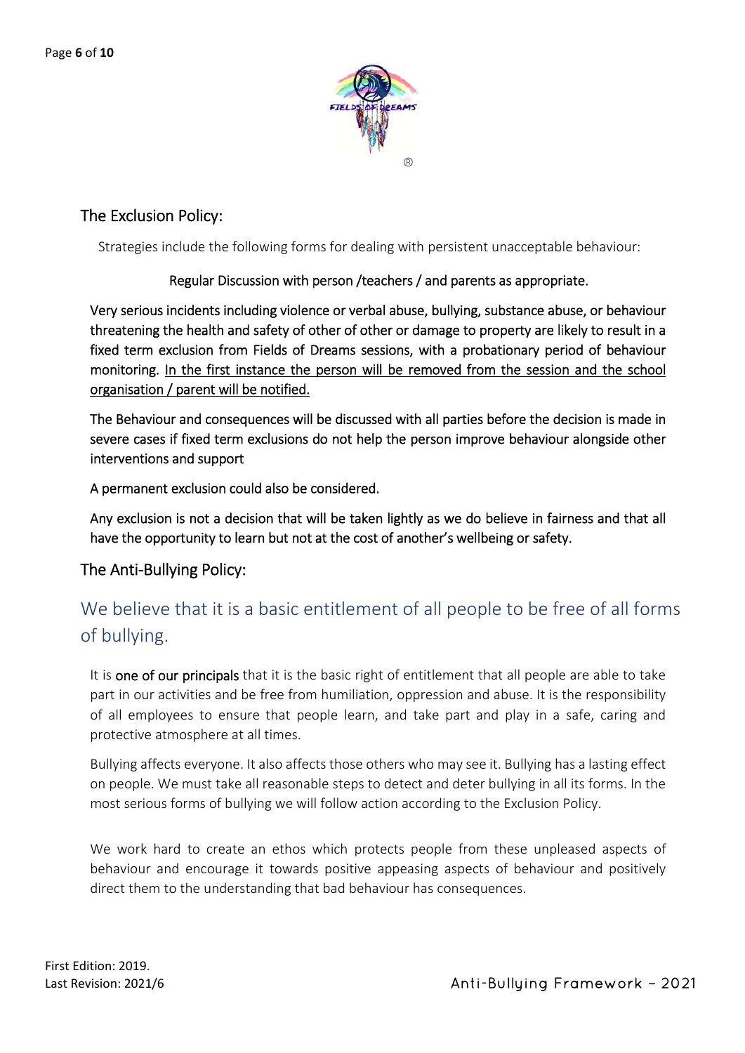## The Exclusion Policy:

Strategies include the following forms for dealing with persistent unacceptable behaviour:

Regular Discussion with person /teachers / and parents as appropriate.

Very serious incidents including violence or verbal abuse, bullying, substance abuse, or behaviour threatening the health and safety of other of other or damage to property are likely to result in a fixed term exclusion from Fields of Dreams sessions, with a probationary period of behaviour monitoring. <u>In the first instance the person will be removed from the session and the school organisation / parent will be notified.</u>

The Behaviour and consequences will be discussed with all parties before the decision is made in severe cases if fixed term exclusions do not help the person improve behaviour alongside other interventions and support

A permanent exclusion could also be considered.

Any exclusion is not a decision that will be taken lightly as we do believe in fairness and that all have the opportunity to learn but not at the cost of another's wellbeing or safety.

## The Anti-Bullying Policy:

### We believe that it is a basic entitlement of all people to be free of all forms of bullying.

It is one of our principals that it is the basic right of entitlement that all people are able to take part in our activities and be free from humiliation, oppression and abuse. It is the responsibility of all employees to ensure that people learn, and take part and play in a safe, caring and protective atmosphere at all times.

Bullying affects everyone. It also affects those others who may see it. Bullying has a lasting effect on people. We must take all reasonable steps to detect and deter bullying in all its forms. In the most serious forms of bullying we will follow action according to the Exclusion Policy.

We work hard to create an ethos which protects people from these unpleased aspects of behaviour and encourage it towards positive appeasing aspects of behaviour and positively direct them to the understanding that bad behaviour has consequences.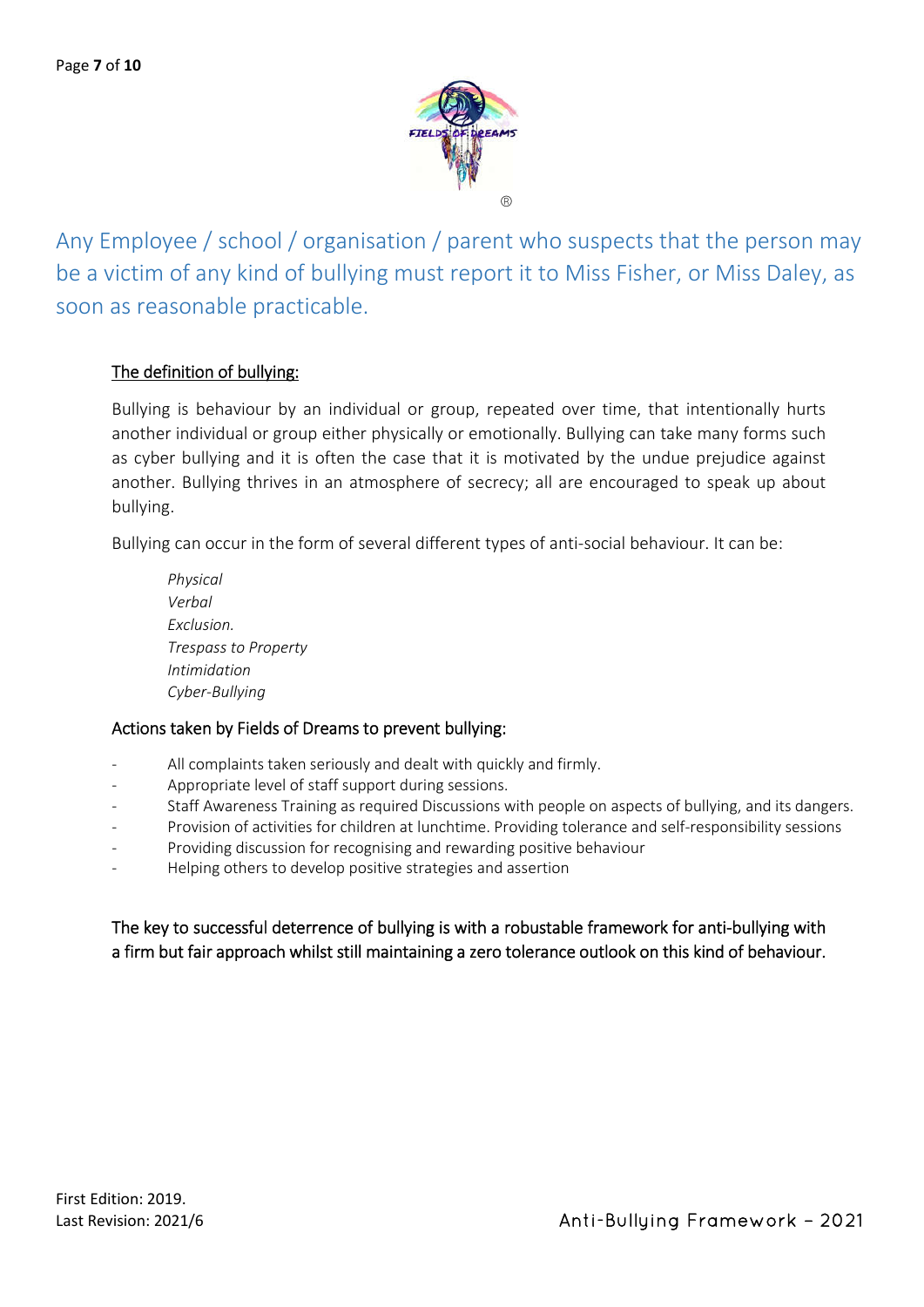Any Employee / school / organisation / parent who suspects that the person may be a victim of any kind of bullying must report it to Miss Fisher, or Miss Daley, as soon as reasonable practicable.

## The definition of bullying:

Bullying is behaviour by an individual or group, repeated over time, that intentionally hurts another individual or group either physically or emotionally. Bullying can take many forms such as cyber bullying and it is often the case that it is motivated by the undue prejudice against another. Bullying thrives in an atmosphere of secrecy; all are encouraged to speak up about bullying.

Bullying can occur in the form of several different types of anti-social behaviour. It can be:

*Physical*
*Verbal*
*Exclusion.*
*Trespass to Property*
*Intimidation*
*Cyber-Bullying*

### Actions taken by Fields of Dreams to prevent bullying:

- All complaints taken seriously and dealt with quickly and firmly.
- Appropriate level of staff support during sessions.
- Staff Awareness Training as required Discussions with people on aspects of bullying, and its dangers.
- Provision of activities for children at lunchtime. Providing tolerance and self-responsibility sessions
- Providing discussion for recognising and rewarding positive behaviour
- Helping others to develop positive strategies and assertion

The key to successful deterrence of bullying is with a robustable framework for anti-bullying with a firm but fair approach whilst still maintaining a zero tolerance outlook on this kind of behaviour.

First Edition: 2019.
Last Revision: 2021/6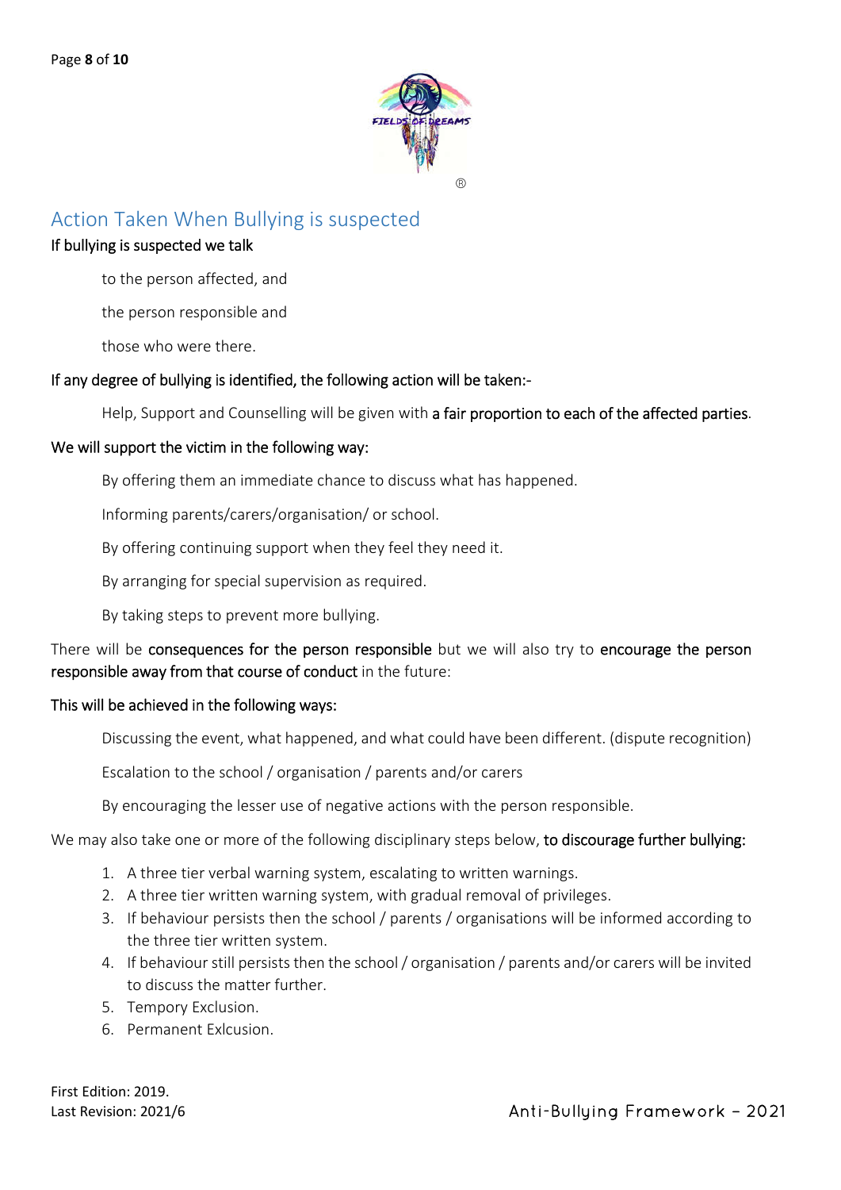## Action Taken When Bullying is suspected

**If bullying is suspected we talk**

to the person affected, and

the person responsible and

those who were there.

**If any degree of bullying is identified, the following action will be taken:-**

Help, Support and Counselling will be given with **a fair proportion to each of the affected parties**.

**We will support the victim in the following way:**

By offering them an immediate chance to discuss what has happened.

Informing parents/carers/organisation/ or school.

By offering continuing support when they feel they need it.

By arranging for special supervision as required.

By taking steps to prevent more bullying.

There will be **consequences for the person responsible** but we will also try to **encourage the person responsible away from that course of conduct** in the future:

**This will be achieved in the following ways:**

Discussing the event, what happened, and what could have been different. (dispute recognition)

Escalation to the school / organisation / parents and/or carers

By encouraging the lesser use of negative actions with the person responsible.

We may also take one or more of the following disciplinary steps below, **to discourage further bullying:**

1. A three tier verbal warning system, escalating to written warnings.
2. A three tier written warning system, with gradual removal of privileges.
3. If behaviour persists then the school / parents / organisations will be informed according to the three tier written system.
4. If behaviour still persists then the school / organisation / parents and/or carers will be invited to discuss the matter further.
5. Tempory Exclusion.
6. Permanent Exlcusion.

First Edition: 2019.
Last Revision: 2021/6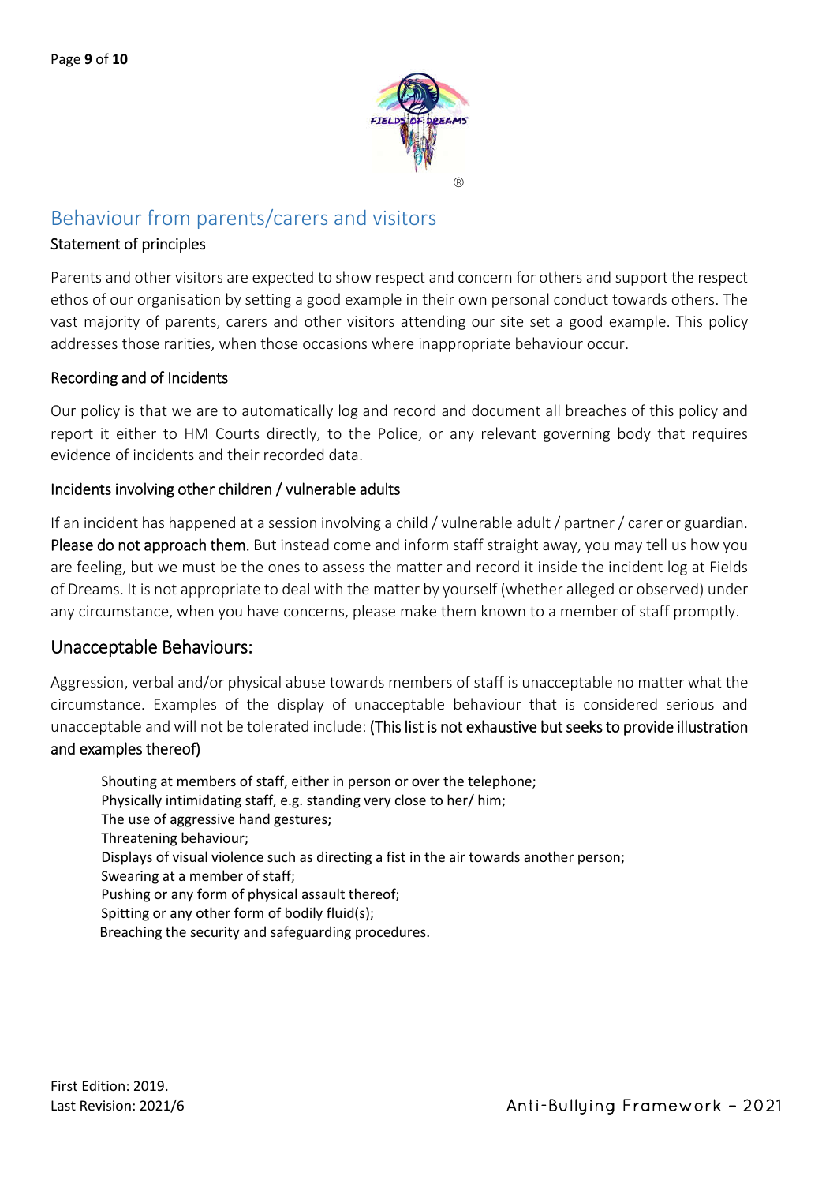## Behaviour from parents/carers and visitors

### Statement of principles

Parents and other visitors are expected to show respect and concern for others and support the respect ethos of our organisation by setting a good example in their own personal conduct towards others. The vast majority of parents, carers and other visitors attending our site set a good example. This policy addresses those rarities, when those occasions where inappropriate behaviour occur.

### Recording and of Incidents

Our policy is that we are to automatically log and record and document all breaches of this policy and report it either to HM Courts directly, to the Police, or any relevant governing body that requires evidence of incidents and their recorded data.

### Incidents involving other children / vulnerable adults

If an incident has happened at a session involving a child / vulnerable adult / partner / carer or guardian. **Please do not approach them.** But instead come and inform staff straight away, you may tell us how you are feeling, but we must be the ones to assess the matter and record it inside the incident log at Fields of Dreams. It is not appropriate to deal with the matter by yourself (whether alleged or observed) under any circumstance, when you have concerns, please make them known to a member of staff promptly.

## Unacceptable Behaviours:

Aggression, verbal and/or physical abuse towards members of staff is unacceptable no matter what the circumstance. Examples of the display of unacceptable behaviour that is considered serious and unacceptable and will not be tolerated include: **(This list is not exhaustive but seeks to provide illustration and examples thereof)**

- Shouting at members of staff, either in person or over the telephone;
- Physically intimidating staff, e.g. standing very close to her/ him;
- The use of aggressive hand gestures;
- Threatening behaviour;
- Displays of visual violence such as directing a fist in the air towards another person;
- Swearing at a member of staff;
- Pushing or any form of physical assault thereof;
- Spitting or any other form of bodily fluid(s);
- Breaching the security and safeguarding procedures.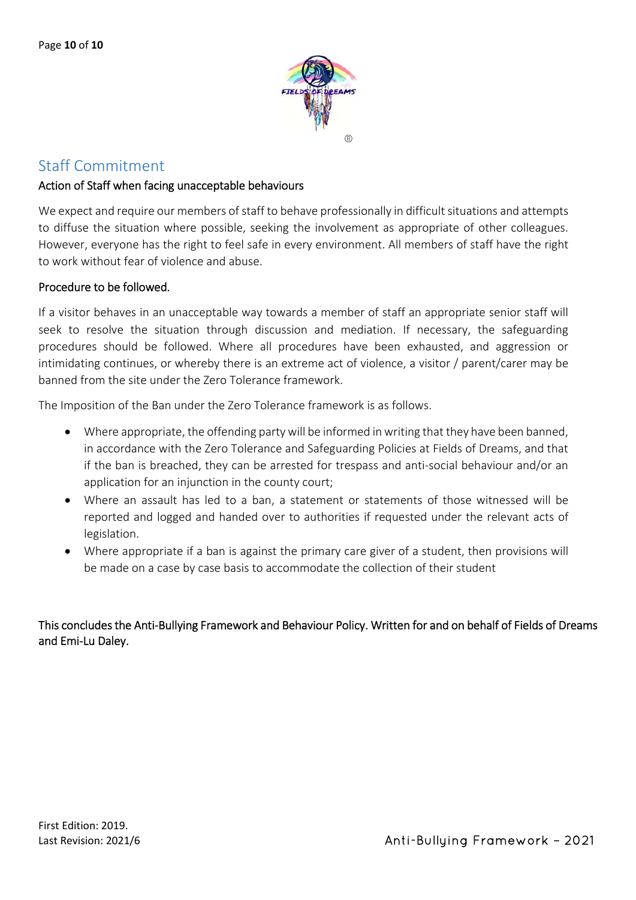## Staff Commitment

### Action of Staff when facing unacceptable behaviours

We expect and require our members of staff to behave professionally in difficult situations and attempts to diffuse the situation where possible, seeking the involvement as appropriate of other colleagues. However, everyone has the right to feel safe in every environment. All members of staff have the right to work without fear of violence and abuse.

### Procedure to be followed.

If a visitor behaves in an unacceptable way towards a member of staff an appropriate senior staff will seek to resolve the situation through discussion and mediation. If necessary, the safeguarding procedures should be followed. Where all procedures have been exhausted, and aggression or intimidating continues, or whereby there is an extreme act of violence, a visitor / parent/carer may be banned from the site under the Zero Tolerance framework.

The Imposition of the Ban under the Zero Tolerance framework is as follows.

- Where appropriate, the offending party will be informed in writing that they have been banned, in accordance with the Zero Tolerance and Safeguarding Policies at Fields of Dreams, and that if the ban is breached, they can be arrested for trespass and anti-social behaviour and/or an application for an injunction in the county court;
- Where an assault has led to a ban, a statement or statements of those witnessed will be reported and logged and handed over to authorities if requested under the relevant acts of legislation.
- Where appropriate if a ban is against the primary care giver of a student, then provisions will be made on a case by case basis to accommodate the collection of their student

This concludes the Anti-Bullying Framework and Behaviour Policy. Written for and on behalf of Fields of Dreams and Emi-Lu Daley.

First Edition: 2019.
Last Revision: 2021/6